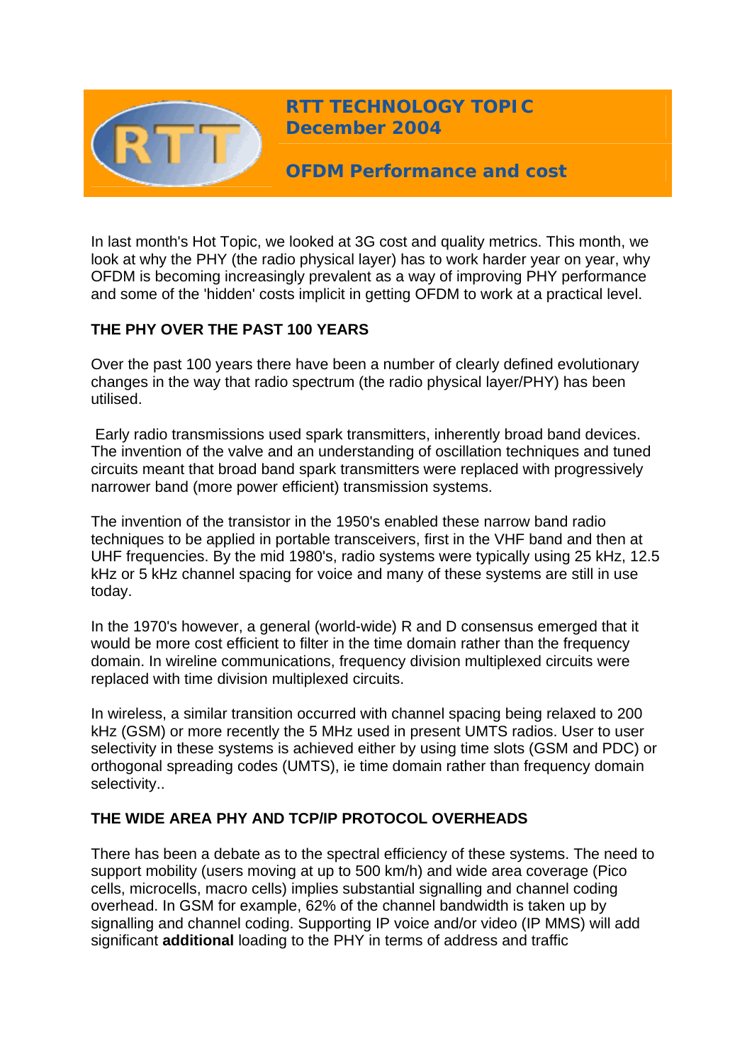# RTT TECHNOLOGY TOPIC
## December 2004

## OFDM Performance and cost

In last month's Hot Topic, we looked at 3G cost and quality metrics. This month, we look at why the PHY (the radio physical layer) has to work harder year on year, why OFDM is becoming increasingly prevalent as a way of improving PHY performance and some of the 'hidden' costs implicit in getting OFDM to work at a practical level.

### THE PHY OVER THE PAST 100 YEARS

Over the past 100 years there have been a number of clearly defined evolutionary changes in the way that radio spectrum (the radio physical layer/PHY) has been utilised.

Early radio transmissions used spark transmitters, inherently broad band devices. The invention of the valve and an understanding of oscillation techniques and tuned circuits meant that broad band spark transmitters were replaced with progressively narrower band (more power efficient) transmission systems.

The invention of the transistor in the 1950's enabled these narrow band radio techniques to be applied in portable transceivers, first in the VHF band and then at UHF frequencies. By the mid 1980's, radio systems were typically using 25 kHz, 12.5 kHz or 5 kHz channel spacing for voice and many of these systems are still in use today.

In the 1970's however, a general (world-wide) R and D consensus emerged that it would be more cost efficient to filter in the time domain rather than the frequency domain. In wireline communications, frequency division multiplexed circuits were replaced with time division multiplexed circuits.

In wireless, a similar transition occurred with channel spacing being relaxed to 200 kHz (GSM) or more recently the 5 MHz used in present UMTS radios. User to user selectivity in these systems is achieved either by using time slots (GSM and PDC) or orthogonal spreading codes (UMTS), ie time domain rather than frequency domain selectivity..

### THE WIDE AREA PHY AND TCP/IP PROTOCOL OVERHEADS

There has been a debate as to the spectral efficiency of these systems. The need to support mobility (users moving at up to 500 km/h) and wide area coverage (Pico cells, microcells, macro cells) implies substantial signalling and channel coding overhead. In GSM for example, 62% of the channel bandwidth is taken up by signalling and channel coding. Supporting IP voice and/or video (IP MMS) will add significant **additional** loading to the PHY in terms of address and traffic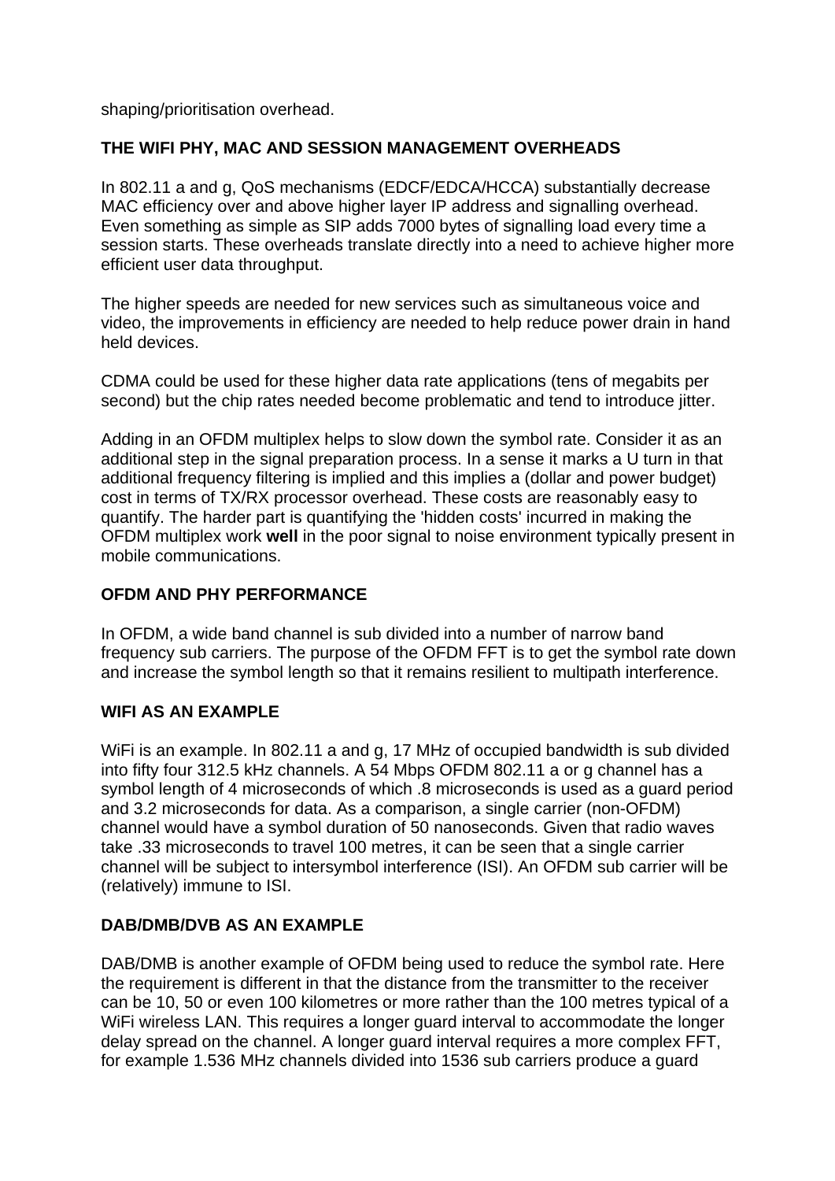shaping/prioritisation overhead.

## THE WIFI PHY, MAC AND SESSION MANAGEMENT OVERHEADS

In 802.11 a and g, QoS mechanisms (EDCF/EDCA/HCCA) substantially decrease MAC efficiency over and above higher layer IP address and signalling overhead. Even something as simple as SIP adds 7000 bytes of signalling load every time a session starts. These overheads translate directly into a need to achieve higher more efficient user data throughput.

The higher speeds are needed for new services such as simultaneous voice and video, the improvements in efficiency are needed to help reduce power drain in hand held devices.

CDMA could be used for these higher data rate applications (tens of megabits per second) but the chip rates needed become problematic and tend to introduce jitter.

Adding in an OFDM multiplex helps to slow down the symbol rate. Consider it as an additional step in the signal preparation process. In a sense it marks a U turn in that additional frequency filtering is implied and this implies a (dollar and power budget) cost in terms of TX/RX processor overhead. These costs are reasonably easy to quantify. The harder part is quantifying the 'hidden costs' incurred in making the OFDM multiplex work **well** in the poor signal to noise environment typically present in mobile communications.

## OFDM AND PHY PERFORMANCE

In OFDM, a wide band channel is sub divided into a number of narrow band frequency sub carriers. The purpose of the OFDM FFT is to get the symbol rate down and increase the symbol length so that it remains resilient to multipath interference.

## WIFI AS AN EXAMPLE

WiFi is an example. In 802.11 a and g, 17 MHz of occupied bandwidth is sub divided into fifty four 312.5 kHz channels. A 54 Mbps OFDM 802.11 a or g channel has a symbol length of 4 microseconds of which .8 microseconds is used as a guard period and 3.2 microseconds for data. As a comparison, a single carrier (non-OFDM) channel would have a symbol duration of 50 nanoseconds. Given that radio waves take .33 microseconds to travel 100 metres, it can be seen that a single carrier channel will be subject to intersymbol interference (ISI). An OFDM sub carrier will be (relatively) immune to ISI.

## DAB/DMB/DVB AS AN EXAMPLE

DAB/DMB is another example of OFDM being used to reduce the symbol rate. Here the requirement is different in that the distance from the transmitter to the receiver can be 10, 50 or even 100 kilometres or more rather than the 100 metres typical of a WiFi wireless LAN. This requires a longer guard interval to accommodate the longer delay spread on the channel. A longer guard interval requires a more complex FFT, for example 1.536 MHz channels divided into 1536 sub carriers produce a guard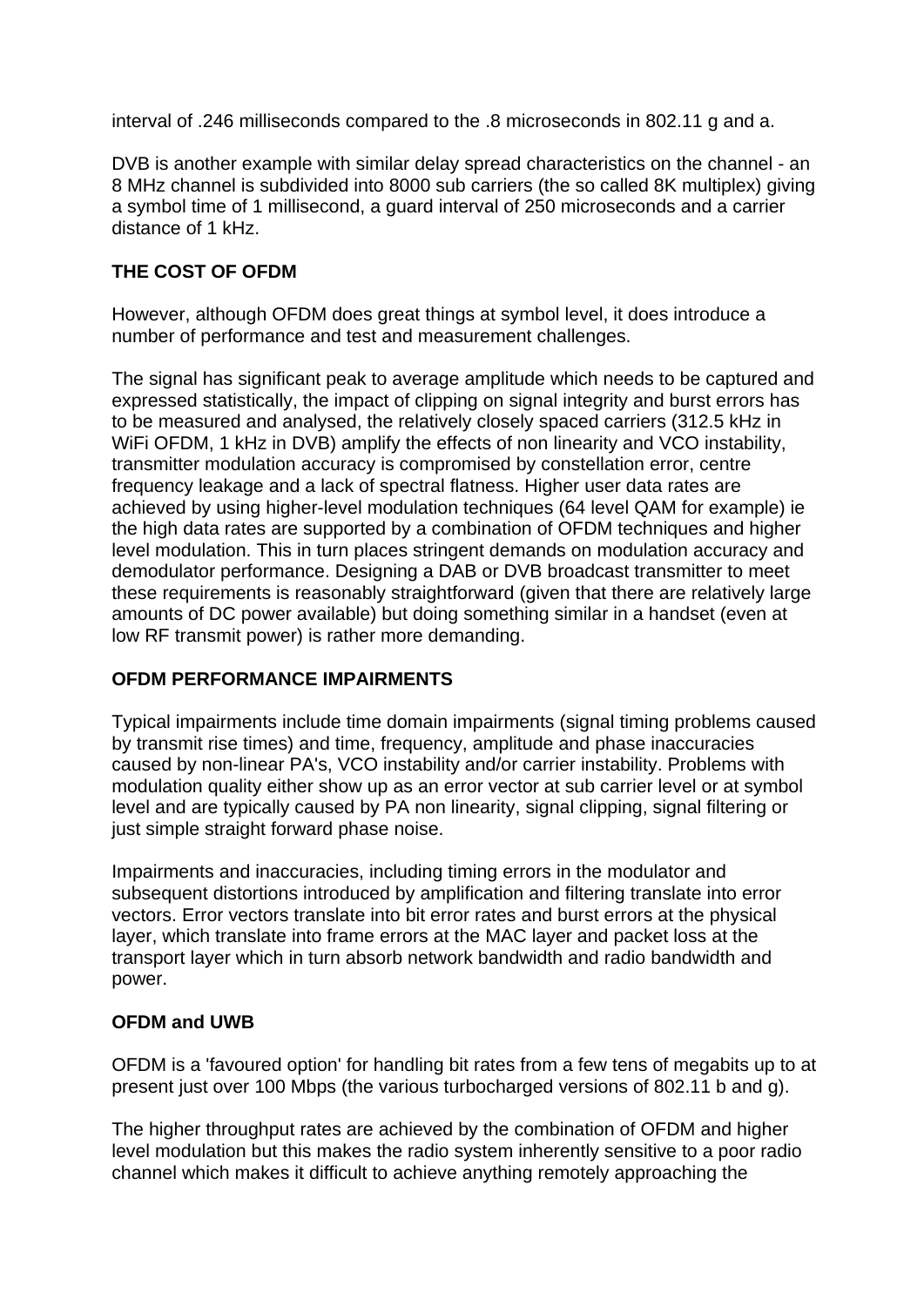interval of .246 milliseconds compared to the .8 microseconds in 802.11 g and a.

DVB is another example with similar delay spread characteristics on the channel - an 8 MHz channel is subdivided into 8000 sub carriers (the so called 8K multiplex) giving a symbol time of 1 millisecond, a guard interval of 250 microseconds and a carrier distance of 1 kHz.

**THE COST OF OFDM**

However, although OFDM does great things at symbol level, it does introduce a number of performance and test and measurement challenges.

The signal has significant peak to average amplitude which needs to be captured and expressed statistically, the impact of clipping on signal integrity and burst errors has to be measured and analysed, the relatively closely spaced carriers (312.5 kHz in WiFi OFDM, 1 kHz in DVB) amplify the effects of non linearity and VCO instability, transmitter modulation accuracy is compromised by constellation error, centre frequency leakage and a lack of spectral flatness. Higher user data rates are achieved by using higher-level modulation techniques (64 level QAM for example) ie the high data rates are supported by a combination of OFDM techniques and higher level modulation. This in turn places stringent demands on modulation accuracy and demodulator performance. Designing a DAB or DVB broadcast transmitter to meet these requirements is reasonably straightforward (given that there are relatively large amounts of DC power available) but doing something similar in a handset (even at low RF transmit power) is rather more demanding.

**OFDM PERFORMANCE IMPAIRMENTS**

Typical impairments include time domain impairments (signal timing problems caused by transmit rise times) and time, frequency, amplitude and phase inaccuracies caused by non-linear PA's, VCO instability and/or carrier instability. Problems with modulation quality either show up as an error vector at sub carrier level or at symbol level and are typically caused by PA non linearity, signal clipping, signal filtering or just simple straight forward phase noise.

Impairments and inaccuracies, including timing errors in the modulator and subsequent distortions introduced by amplification and filtering translate into error vectors. Error vectors translate into bit error rates and burst errors at the physical layer, which translate into frame errors at the MAC layer and packet loss at the transport layer which in turn absorb network bandwidth and radio bandwidth and power.

**OFDM and UWB**

OFDM is a 'favoured option' for handling bit rates from a few tens of megabits up to at present just over 100 Mbps (the various turbocharged versions of 802.11 b and g).

The higher throughput rates are achieved by the combination of OFDM and higher level modulation but this makes the radio system inherently sensitive to a poor radio channel which makes it difficult to achieve anything remotely approaching the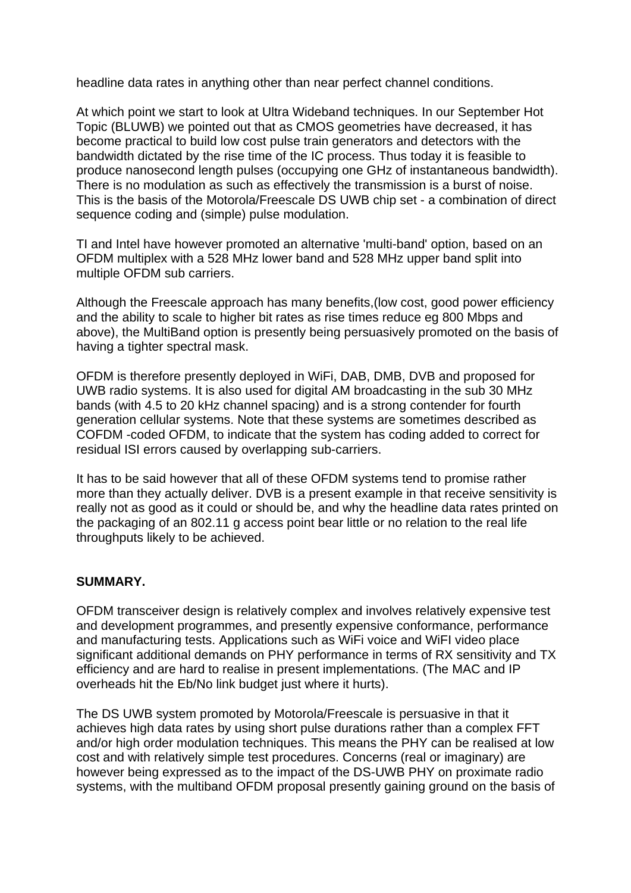headline data rates in anything other than near perfect channel conditions.

At which point we start to look at Ultra Wideband techniques. In our September Hot Topic (BLUWB) we pointed out that as CMOS geometries have decreased, it has become practical to build low cost pulse train generators and detectors with the bandwidth dictated by the rise time of the IC process. Thus today it is feasible to produce nanosecond length pulses (occupying one GHz of instantaneous bandwidth). There is no modulation as such as effectively the transmission is a burst of noise. This is the basis of the Motorola/Freescale DS UWB chip set - a combination of direct sequence coding and (simple) pulse modulation.

TI and Intel have however promoted an alternative 'multi-band' option, based on an OFDM multiplex with a 528 MHz lower band and 528 MHz upper band split into multiple OFDM sub carriers.

Although the Freescale approach has many benefits,(low cost, good power efficiency and the ability to scale to higher bit rates as rise times reduce eg 800 Mbps and above), the MultiBand option is presently being persuasively promoted on the basis of having a tighter spectral mask.

OFDM is therefore presently deployed in WiFi, DAB, DMB, DVB and proposed for UWB radio systems. It is also used for digital AM broadcasting in the sub 30 MHz bands (with 4.5 to 20 kHz channel spacing) and is a strong contender for fourth generation cellular systems. Note that these systems are sometimes described as COFDM -coded OFDM, to indicate that the system has coding added to correct for residual ISI errors caused by overlapping sub-carriers.

It has to be said however that all of these OFDM systems tend to promise rather more than they actually deliver. DVB is a present example in that receive sensitivity is really not as good as it could or should be, and why the headline data rates printed on the packaging of an 802.11 g access point bear little or no relation to the real life throughputs likely to be achieved.

**SUMMARY.**

OFDM transceiver design is relatively complex and involves relatively expensive test and development programmes, and presently expensive conformance, performance and manufacturing tests. Applications such as WiFi voice and WiFI video place significant additional demands on PHY performance in terms of RX sensitivity and TX efficiency and are hard to realise in present implementations. (The MAC and IP overheads hit the Eb/No link budget just where it hurts).

The DS UWB system promoted by Motorola/Freescale is persuasive in that it achieves high data rates by using short pulse durations rather than a complex FFT and/or high order modulation techniques. This means the PHY can be realised at low cost and with relatively simple test procedures. Concerns (real or imaginary) are however being expressed as to the impact of the DS-UWB PHY on proximate radio systems, with the multiband OFDM proposal presently gaining ground on the basis of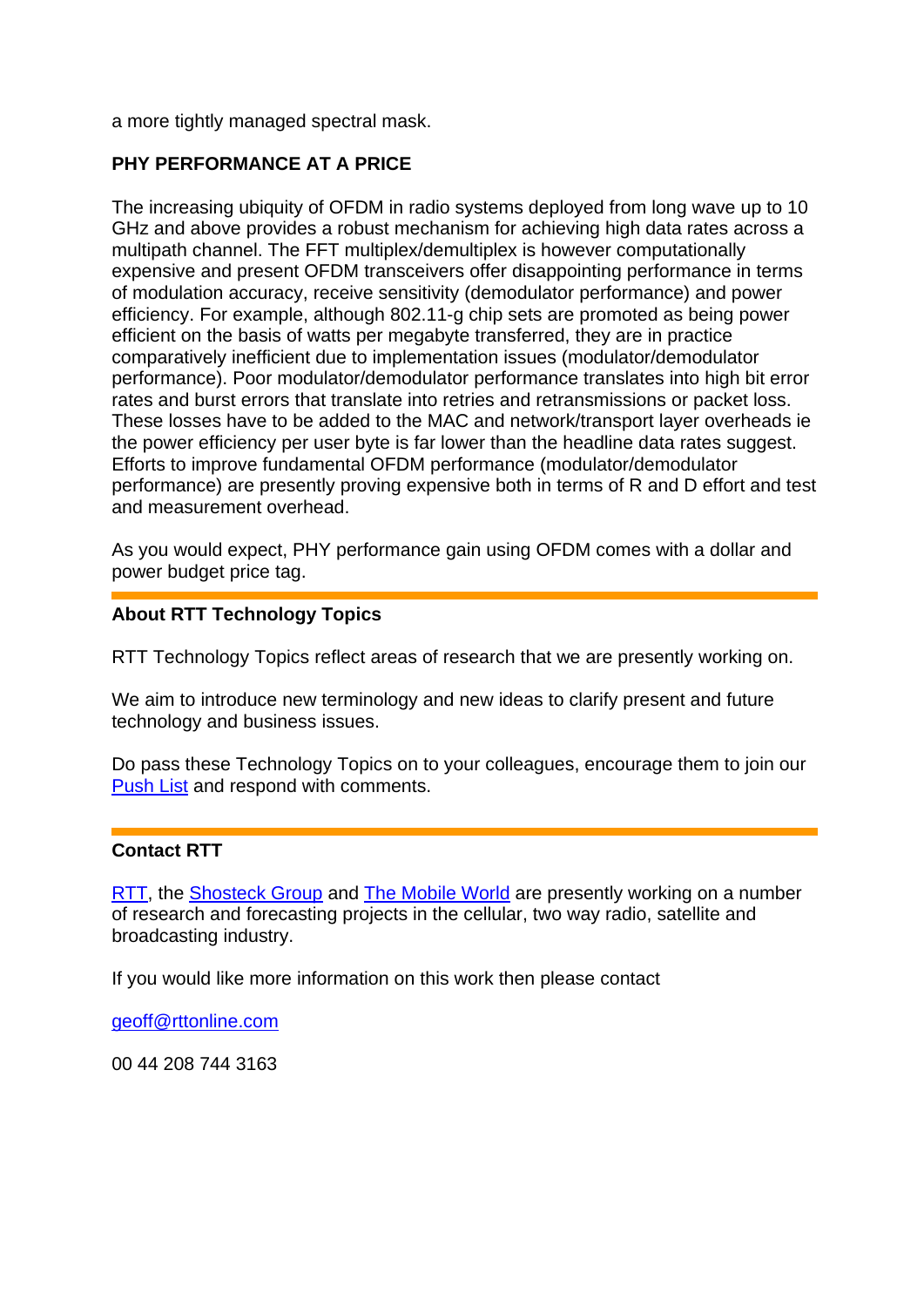a more tightly managed spectral mask.

## PHY PERFORMANCE AT A PRICE

The increasing ubiquity of OFDM in radio systems deployed from long wave up to 10 GHz and above provides a robust mechanism for achieving high data rates across a multipath channel. The FFT multiplex/demultiplex is however computationally expensive and present OFDM transceivers offer disappointing performance in terms of modulation accuracy, receive sensitivity (demodulator performance) and power efficiency. For example, although 802.11-g chip sets are promoted as being power efficient on the basis of watts per megabyte transferred, they are in practice comparatively inefficient due to implementation issues (modulator/demodulator performance). Poor modulator/demodulator performance translates into high bit error rates and burst errors that translate into retries and retransmissions or packet loss. These losses have to be added to the MAC and network/transport layer overheads ie the power efficiency per user byte is far lower than the headline data rates suggest. Efforts to improve fundamental OFDM performance (modulator/demodulator performance) are presently proving expensive both in terms of R and D effort and test and measurement overhead.

As you would expect, PHY performance gain using OFDM comes with a dollar and power budget price tag.

---

## About RTT Technology Topics

RTT Technology Topics reflect areas of research that we are presently working on.

We aim to introduce new terminology and new ideas to clarify present and future technology and business issues.

Do pass these Technology Topics on to your colleagues, encourage them to join our Push List and respond with comments.

---

## Contact RTT

RTT, the Shosteck Group and The Mobile World are presently working on a number of research and forecasting projects in the cellular, two way radio, satellite and broadcasting industry.

If you would like more information on this work then please contact

geoff@rttonline.com

00 44 208 744 3163